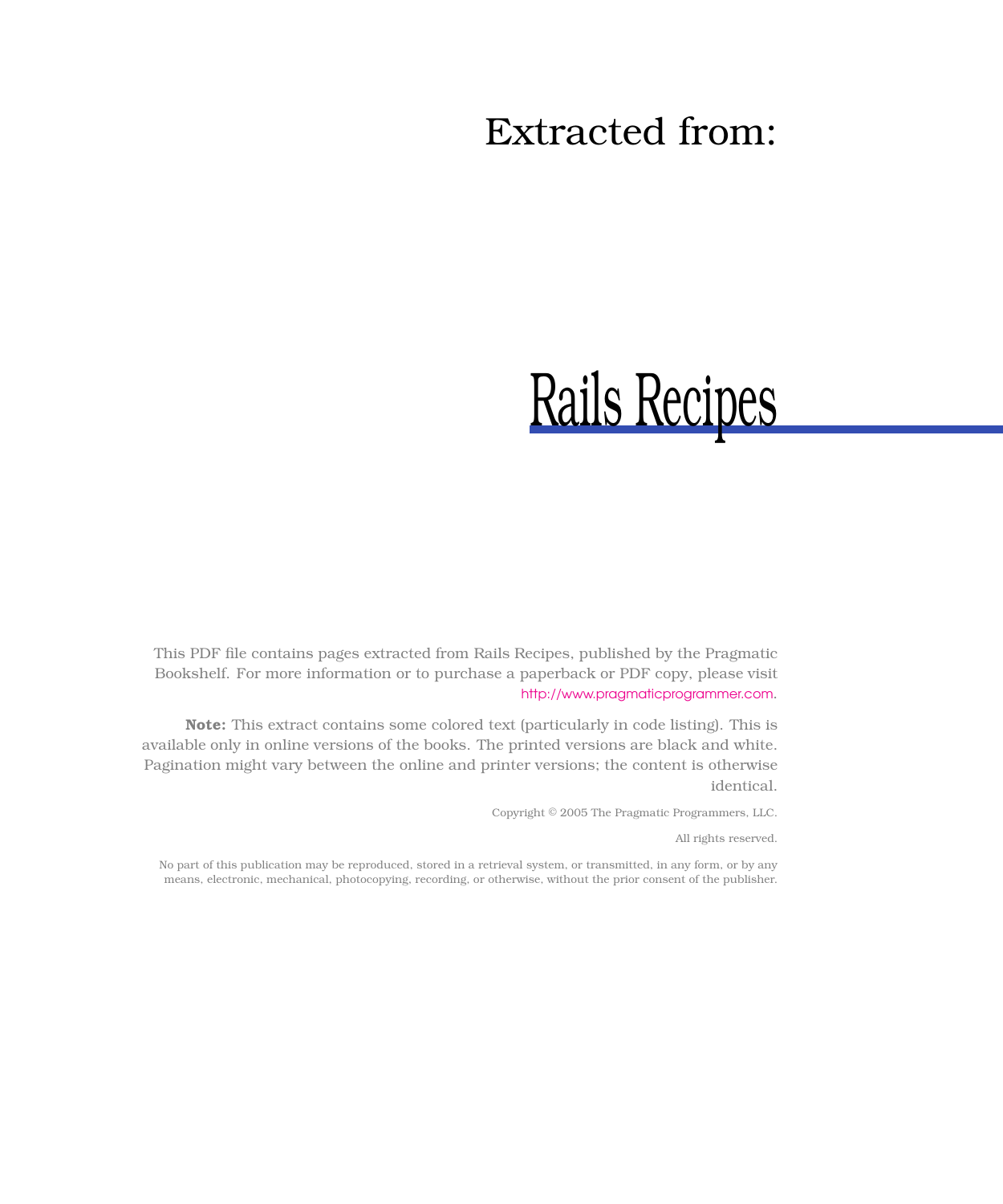# Extracted from:

# Rails Recipes

This PDF file contains pages extracted from Rails Recipes, published by the Pragmatic Bookshelf. For more information or to purchase a paperback or PDF copy, please visit http://www.pragmaticprogrammer.com.

**Note:** This extract contains some colored text (particularly in code listing). This is available only in online versions of the books. The printed versions are black and white. Pagination might vary between the online and printer versions; the content is otherwise identical.

Copyright © 2005 The Pragmatic Programmers, LLC.

All rights reserved.

No part of this publication may be reproduced, stored in a retrieval system, or transmitted, in any form, or by any means, electronic, mechanical, photocopying, recording, or otherwise, without the prior consent of the publisher.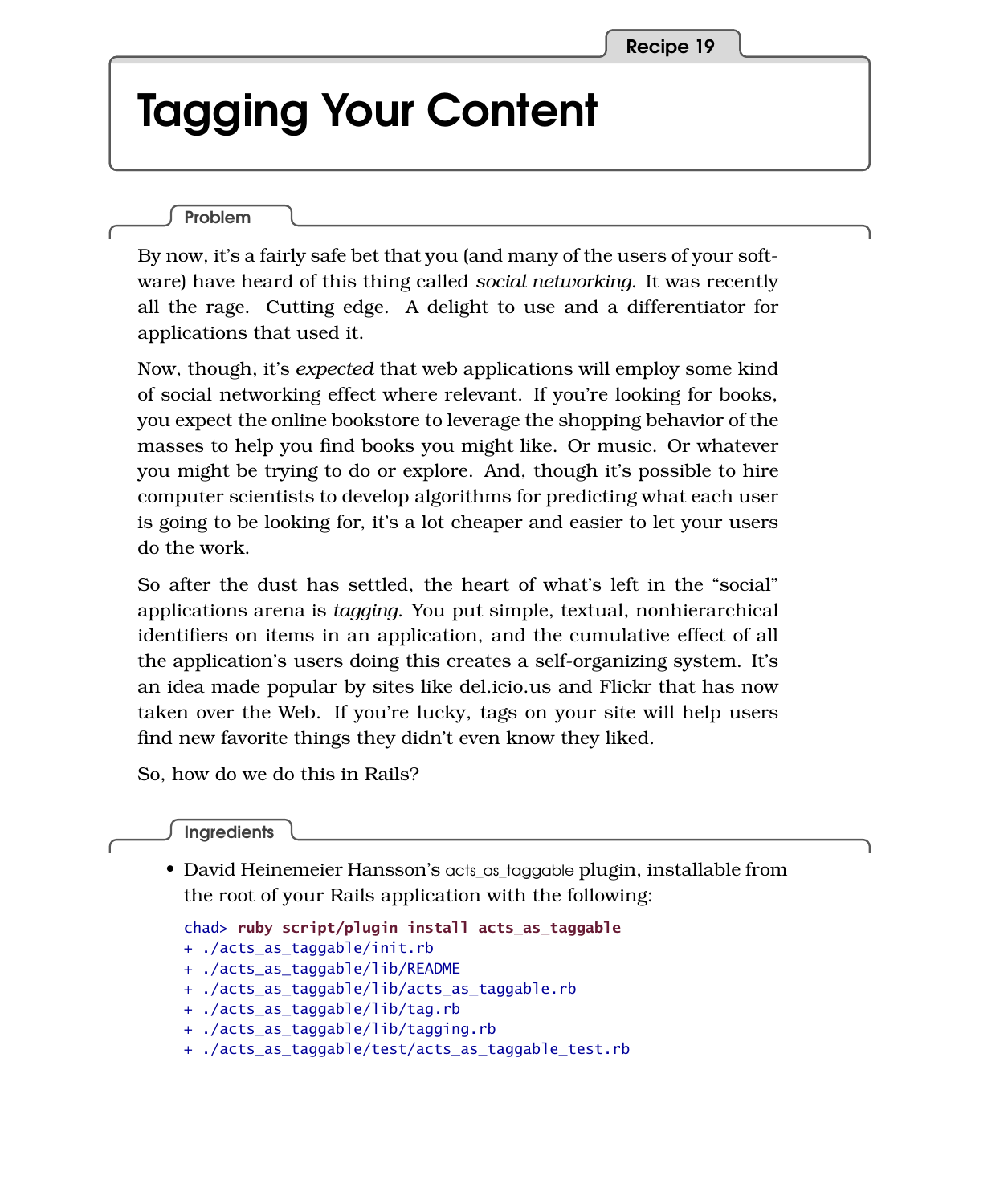Recipe 19

# Tagging Your Content

## Problem

By now, it's a fairly safe bet that you (and many of the users of your software) have heard of this thing called *social networking*. It was recently all the rage. Cutting edge. A delight to use and a differentiator for applications that used it.

Now, though, it's *expected* that web applications will employ some kind of social networking effect where relevant. If you're looking for books, you expect the online bookstore to leverage the shopping behavior of the masses to help you find books you might like. Or music. Or whatever you might be trying to do or explore. And, though it's possible to hire computer scientists to develop algorithms for predicting what each user is going to be looking for, it's a lot cheaper and easier to let your users do the work.

So after the dust has settled, the heart of what's left in the "social" applications arena is *tagging*. You put simple, textual, nonhierarchical identifiers on items in an application, and the cumulative effect of all the application's users doing this creates a self-organizing system. It's an idea made popular by sites like del.icio.us and Flickr that has now taken over the Web. If you're lucky, tags on your site will help users find new favorite things they didn't even know they liked.

So, how do we do this in Rails?

## Ingredients

- David Heinemeier Hansson's acts_as_taggable plugin, installable from the root of your Rails application with the following:

```
chad> ruby script/plugin install acts_as_taggable
+ ./acts_as_taggable/init.rb
+ ./acts_as_taggable/lib/README
+ ./acts_as_taggable/lib/acts_as_taggable.rb
+ ./acts_as_taggable/lib/tag.rb
+ ./acts_as_taggable/lib/tagging.rb
+ ./acts_as_taggable/test/acts_as_taggable_test.rb
```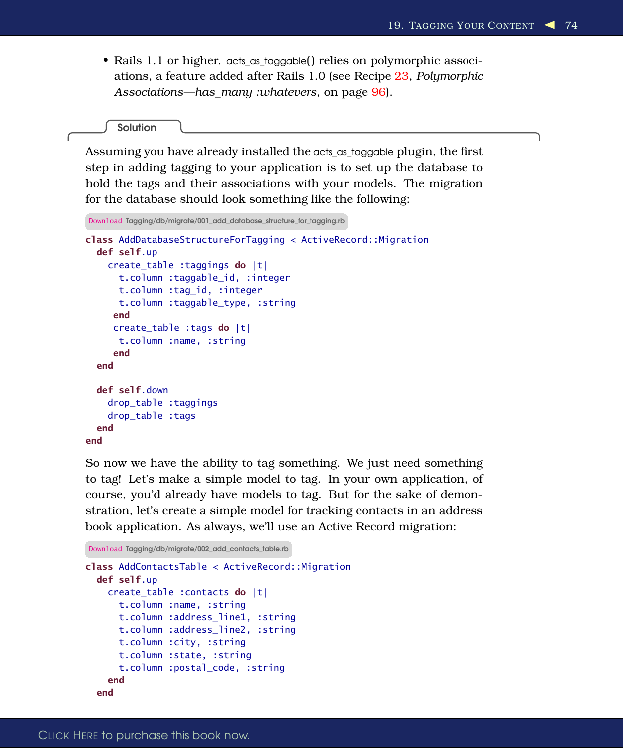- Rails 1.1 or higher. acts_as_taggable() relies on polymorphic associations, a feature added after Rails 1.0 (see Recipe 23, *Polymorphic Associations—has_many :whatevers*, on page 96).

## Solution

Assuming you have already installed the acts_as_taggable plugin, the first step in adding tagging to your application is to set up the database to hold the tags and their associations with your models. The migration for the database should look something like the following:

Download Tagging/db/migrate/001_add_database_structure_for_tagging.rb

```
class AddDatabaseStructureForTagging < ActiveRecord::Migration
  def self.up
    create_table :taggings do |t|
      t.column :taggable_id, :integer
      t.column :tag_id, :integer
      t.column :taggable_type, :string
     end
     create_table :tags do |t|
      t.column :name, :string
     end
  end

  def self.down
    drop_table :taggings
    drop_table :tags
  end
end
```

So now we have the ability to tag something. We just need something to tag! Let's make a simple model to tag. In your own application, of course, you'd already have models to tag. But for the sake of demonstration, let's create a simple model for tracking contacts in an address book application. As always, we'll use an Active Record migration:

Download Tagging/db/migrate/002_add_contacts_table.rb

```
class AddContactsTable < ActiveRecord::Migration
  def self.up
    create_table :contacts do |t|
      t.column :name, :string
      t.column :address_line1, :string
      t.column :address_line2, :string
      t.column :city, :string
      t.column :state, :string
      t.column :postal_code, :string
    end
  end
```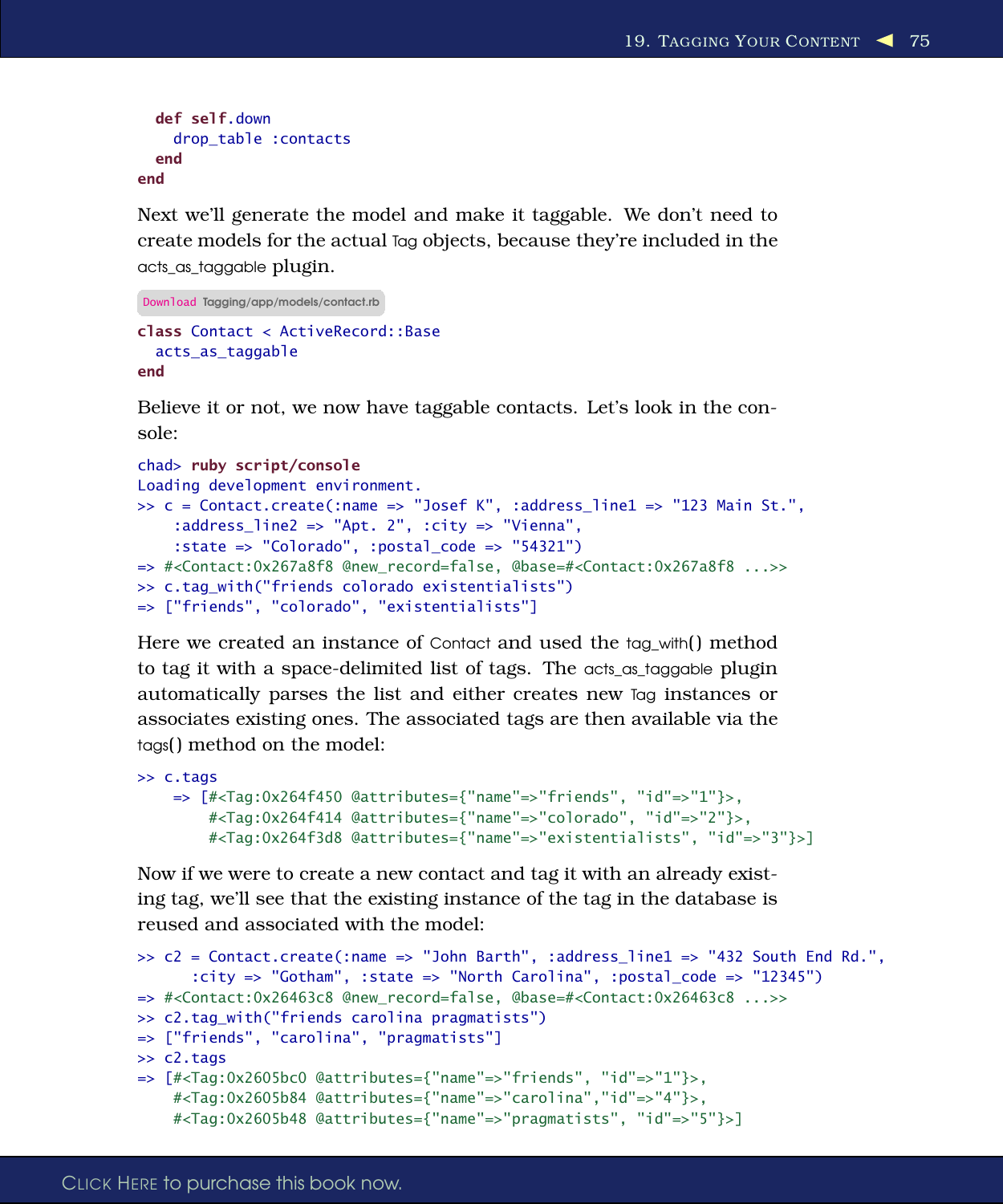```
  def self.down
    drop_table :contacts
  end
end
```

Next we'll generate the model and make it taggable. We don't need to create models for the actual Tag objects, because they're included in the acts_as_taggable plugin.

Download Tagging/app/models/contact.rb

```
class Contact < ActiveRecord::Base
  acts_as_taggable
end
```

Believe it or not, we now have taggable contacts. Let's look in the console:

```
chad> ruby script/console
Loading development environment.
>> c = Contact.create(:name => "Josef K", :address_line1 => "123 Main St.",
    :address_line2 => "Apt. 2", :city => "Vienna",
    :state => "Colorado", :postal_code => "54321")
=> #<Contact:0x267a8f8 @new_record=false, @base=#<Contact:0x267a8f8 ...>>
>> c.tag_with("friends colorado existentialists")
=> ["friends", "colorado", "existentialists"]
```

Here we created an instance of Contact and used the tag_with() method to tag it with a space-delimited list of tags. The acts_as_taggable plugin automatically parses the list and either creates new Tag instances or associates existing ones. The associated tags are then available via the tags() method on the model:

```
>> c.tags
    => [#<Tag:0x264f450 @attributes={"name"=>"friends", "id"=>"1"}>,
        #<Tag:0x264f414 @attributes={"name"=>"colorado", "id"=>"2"}>,
        #<Tag:0x264f3d8 @attributes={"name"=>"existentialists", "id"=>"3"}>]
```

Now if we were to create a new contact and tag it with an already existing tag, we'll see that the existing instance of the tag in the database is reused and associated with the model:

```
>> c2 = Contact.create(:name => "John Barth", :address_line1 => "432 South End Rd.",
      :city => "Gotham", :state => "North Carolina", :postal_code => "12345")
=> #<Contact:0x26463c8 @new_record=false, @base=#<Contact:0x26463c8 ...>>
>> c2.tag_with("friends carolina pragmatists")
=> ["friends", "carolina", "pragmatists"]
>> c2.tags
=> [#<Tag:0x2605bc0 @attributes={"name"=>"friends", "id"=>"1"}>,
    #<Tag:0x2605b84 @attributes={"name"=>"carolina","id"=>"4"}>,
    #<Tag:0x2605b48 @attributes={"name"=>"pragmatists", "id"=>"5"}>]
```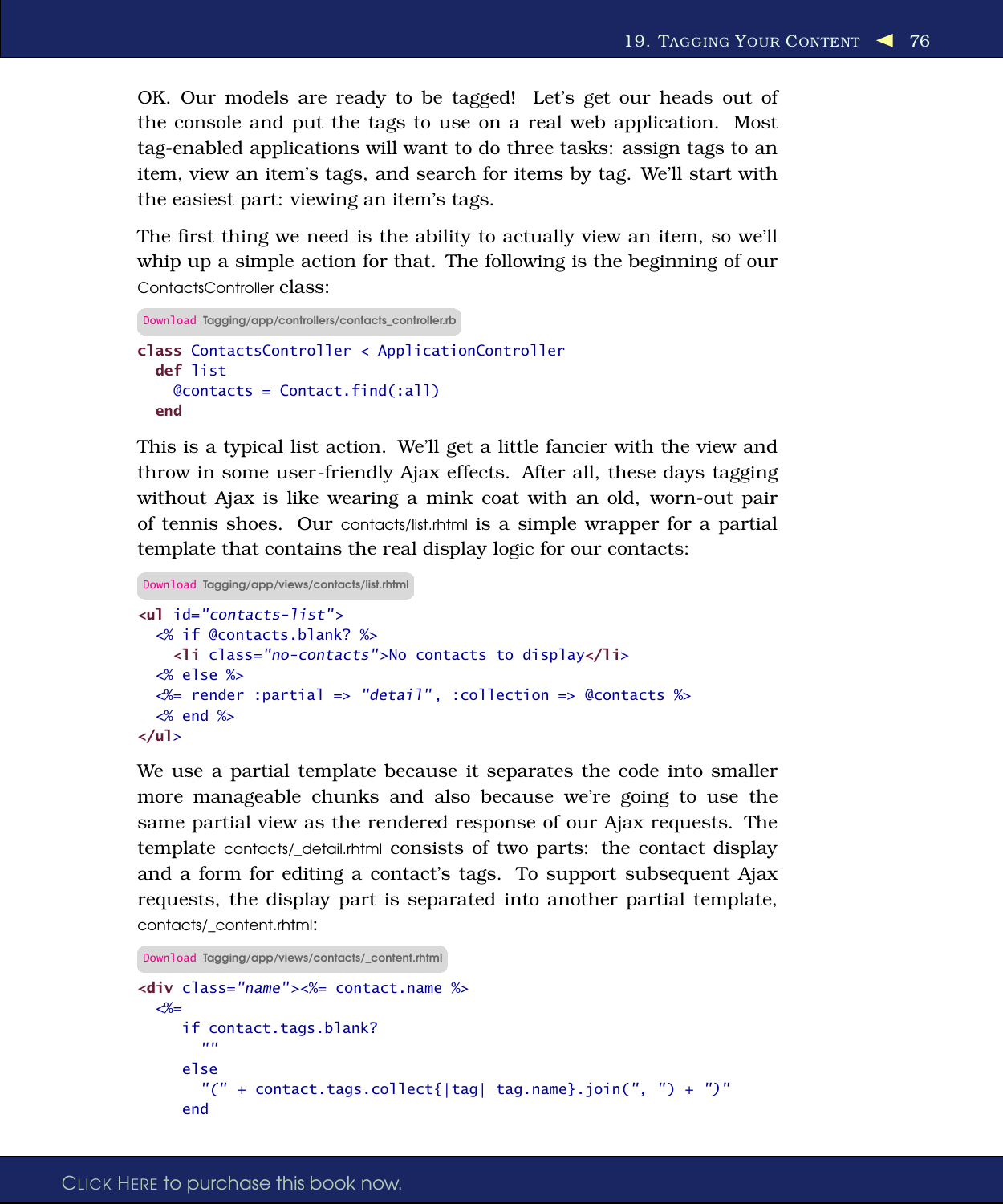OK. Our models are ready to be tagged! Let's get our heads out of the console and put the tags to use on a real web application. Most tag-enabled applications will want to do three tasks: assign tags to an item, view an item's tags, and search for items by tag. We'll start with the easiest part: viewing an item's tags.

The first thing we need is the ability to actually view an item, so we'll whip up a simple action for that. The following is the beginning of our ContactsController class:

Download Tagging/app/controllers/contacts_controller.rb

```
class ContactsController < ApplicationController
  def list
    @contacts = Contact.find(:all)
  end
```

This is a typical list action. We'll get a little fancier with the view and throw in some user-friendly Ajax effects. After all, these days tagging without Ajax is like wearing a mink coat with an old, worn-out pair of tennis shoes. Our contacts/list.rhtml is a simple wrapper for a partial template that contains the real display logic for our contacts:

Download Tagging/app/views/contacts/list.rhtml

```
<ul id="contacts-list">
  <% if @contacts.blank? %>
    <li class="no-contacts">No contacts to display</li>
  <% else %>
  <%= render :partial => "detail", :collection => @contacts %>
  <% end %>
</ul>
```

We use a partial template because it separates the code into smaller more manageable chunks and also because we're going to use the same partial view as the rendered response of our Ajax requests. The template contacts/_detail.rhtml consists of two parts: the contact display and a form for editing a contact's tags. To support subsequent Ajax requests, the display part is separated into another partial template, contacts/_content.rhtml:

Download Tagging/app/views/contacts/_content.rhtml

```
<div class="name"><%= contact.name %>
  <%=
     if contact.tags.blank?
       ""
     else
       "(" + contact.tags.collect{|tag| tag.name}.join(", ") + ")"
     end
```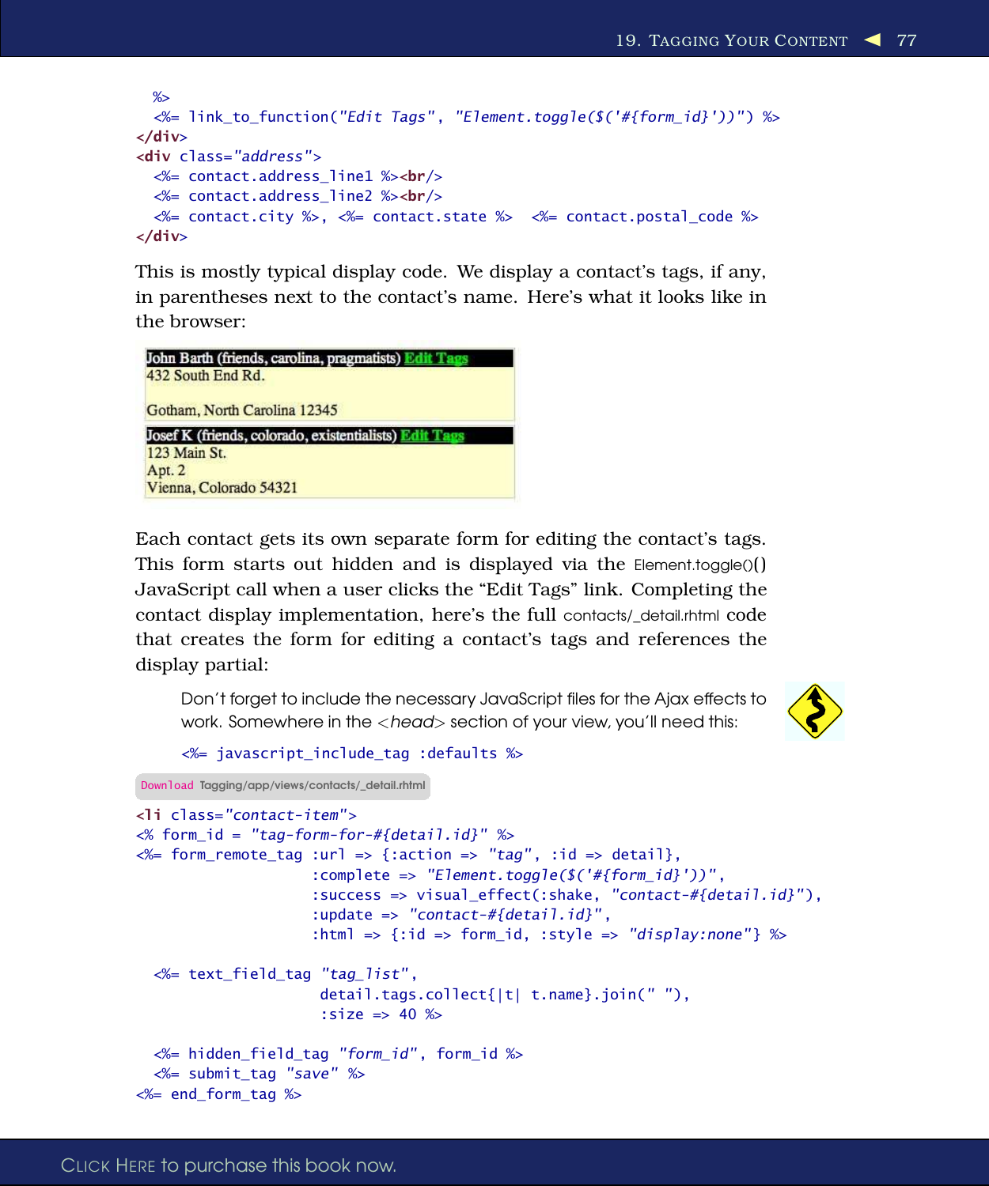```
  %>
  <%= link_to_function("Edit Tags", "Element.toggle($('#{form_id}'))") %>
</div>
<div class="address">
  <%= contact.address_line1 %><br/>
  <%= contact.address_line2 %><br/>
  <%= contact.city %>, <%= contact.state %>  <%= contact.postal_code %>
</div>
```

This is mostly typical display code. We display a contact's tags, if any, in parentheses next to the contact's name. Here's what it looks like in the browser:

John Barth (friends, carolina, pragmatists) Edit Tags
432 South End Rd.

Gotham, North Carolina 12345

Josef K (friends, colorado, existentialists) Edit Tags
123 Main St.
Apt. 2
Vienna, Colorado 54321

Each contact gets its own separate form for editing the contact's tags. This form starts out hidden and is displayed via the Element.toggle()() JavaScript call when a user clicks the "Edit Tags" link. Completing the contact display implementation, here's the full contacts/_detail.rhtml code that creates the form for editing a contact's tags and references the display partial:

> Don't forget to include the necessary JavaScript files for the Ajax effects to work. Somewhere in the <*head*> section of your view, you'll need this:
>
> ```
> <%= javascript_include_tag :defaults %>
> ```

Download Tagging/app/views/contacts/_detail.rhtml

```
<li class="contact-item">
<% form_id = "tag-form-for-#{detail.id}" %>
<%= form_remote_tag :url => {:action => "tag", :id => detail},
                    :complete => "Element.toggle($('#{form_id}'))",
                    :success => visual_effect(:shake, "contact-#{detail.id}"),
                    :update => "contact-#{detail.id}",
                    :html => {:id => form_id, :style => "display:none"} %>

  <%= text_field_tag "tag_list",
                     detail.tags.collect{|t| t.name}.join(" "),
                     :size => 40 %>

  <%= hidden_field_tag "form_id", form_id %>
  <%= submit_tag "save" %>
<%= end_form_tag %>
```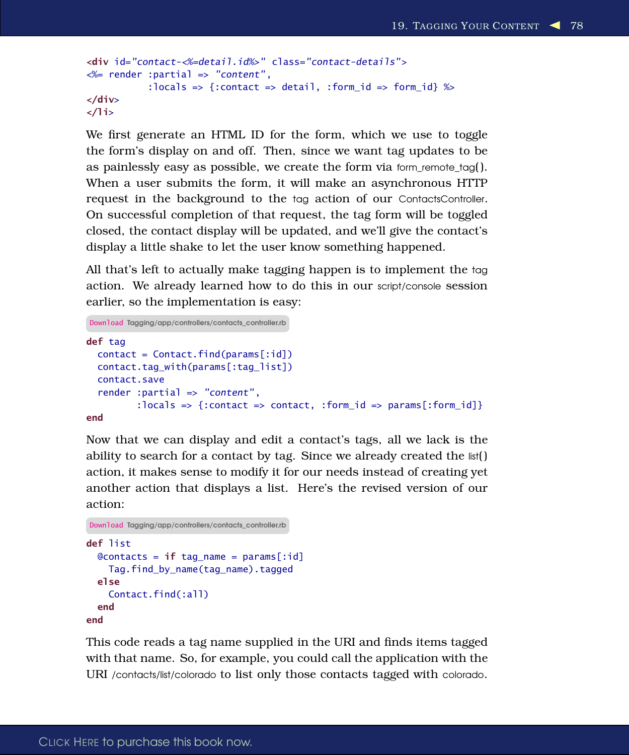```
<div id="contact-<%=detail.id%>" class="contact-details">
<%= render :partial => "content",
           :locals => {:contact => detail, :form_id => form_id} %>
</div>
</li>
```

We first generate an HTML ID for the form, which we use to toggle the form's display on and off. Then, since we want tag updates to be as painlessly easy as possible, we create the form via form_remote_tag(). When a user submits the form, it will make an asynchronous HTTP request in the background to the tag action of our ContactsController. On successful completion of that request, the tag form will be toggled closed, the contact display will be updated, and we'll give the contact's display a little shake to let the user know something happened.

All that's left to actually make tagging happen is to implement the tag action. We already learned how to do this in our script/console session earlier, so the implementation is easy:

Download Tagging/app/controllers/contacts_controller.rb

```
def tag
  contact = Contact.find(params[:id])
  contact.tag_with(params[:tag_list])
  contact.save
  render :partial => "content",
         :locals => {:contact => contact, :form_id => params[:form_id]}
end
```

Now that we can display and edit a contact's tags, all we lack is the ability to search for a contact by tag. Since we already created the list() action, it makes sense to modify it for our needs instead of creating yet another action that displays a list. Here's the revised version of our action:

Download Tagging/app/controllers/contacts_controller.rb

```
def list
  @contacts = if tag_name = params[:id]
    Tag.find_by_name(tag_name).tagged
  else
    Contact.find(:all)
  end
end
```

This code reads a tag name supplied in the URI and finds items tagged with that name. So, for example, you could call the application with the URI /contacts/list/colorado to list only those contacts tagged with colorado.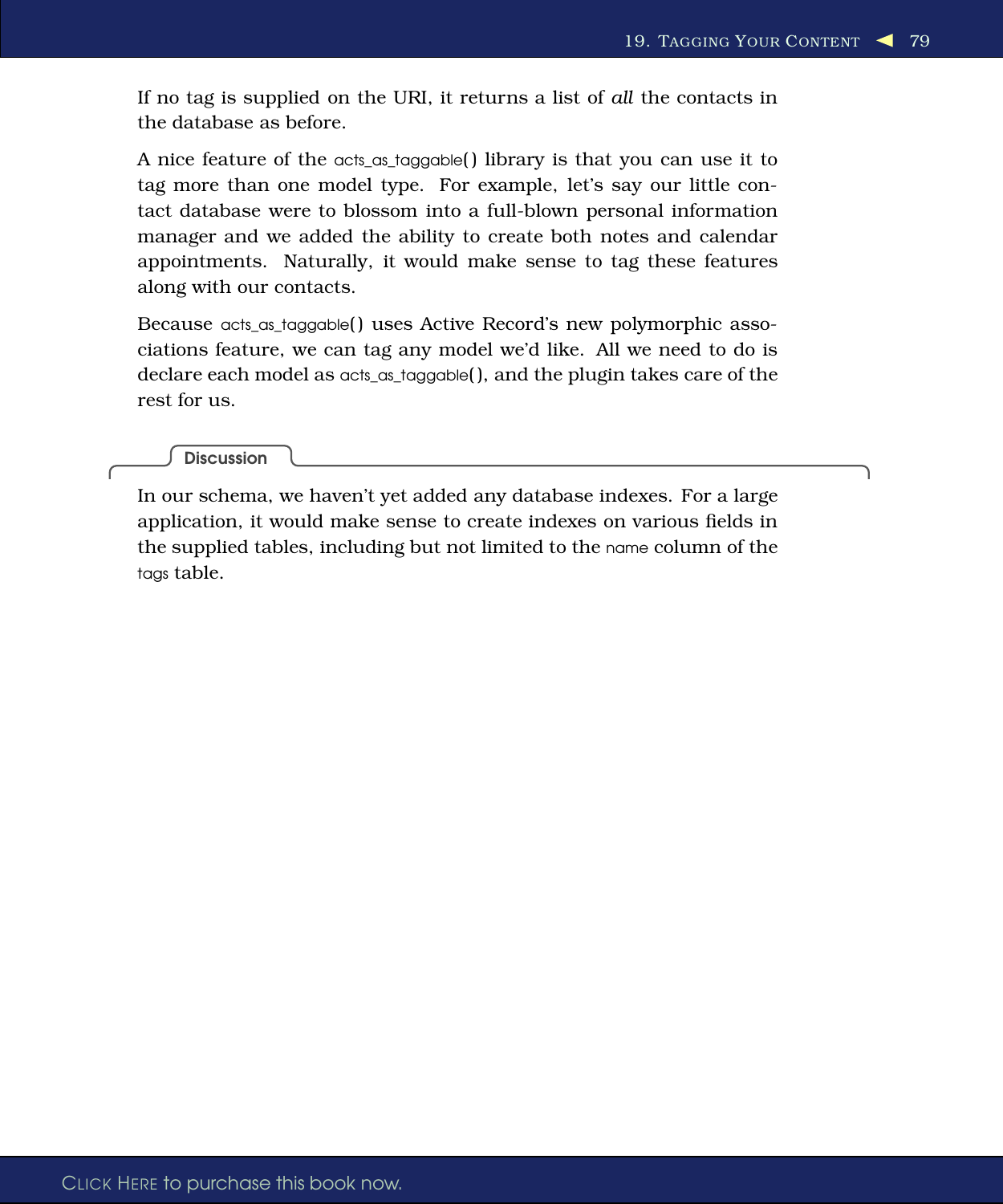If no tag is supplied on the URI, it returns a list of *all* the contacts in the database as before.

A nice feature of the `acts_as_taggable()` library is that you can use it to tag more than one model type. For example, let's say our little contact database were to blossom into a full-blown personal information manager and we added the ability to create both notes and calendar appointments. Naturally, it would make sense to tag these features along with our contacts.

Because `acts_as_taggable()` uses Active Record's new polymorphic associations feature, we can tag any model we'd like. All we need to do is declare each model as `acts_as_taggable()`, and the plugin takes care of the rest for us.

### Discussion

In our schema, we haven't yet added any database indexes. For a large application, it would make sense to create indexes on various fields in the supplied tables, including but not limited to the `name` column of the `tags` table.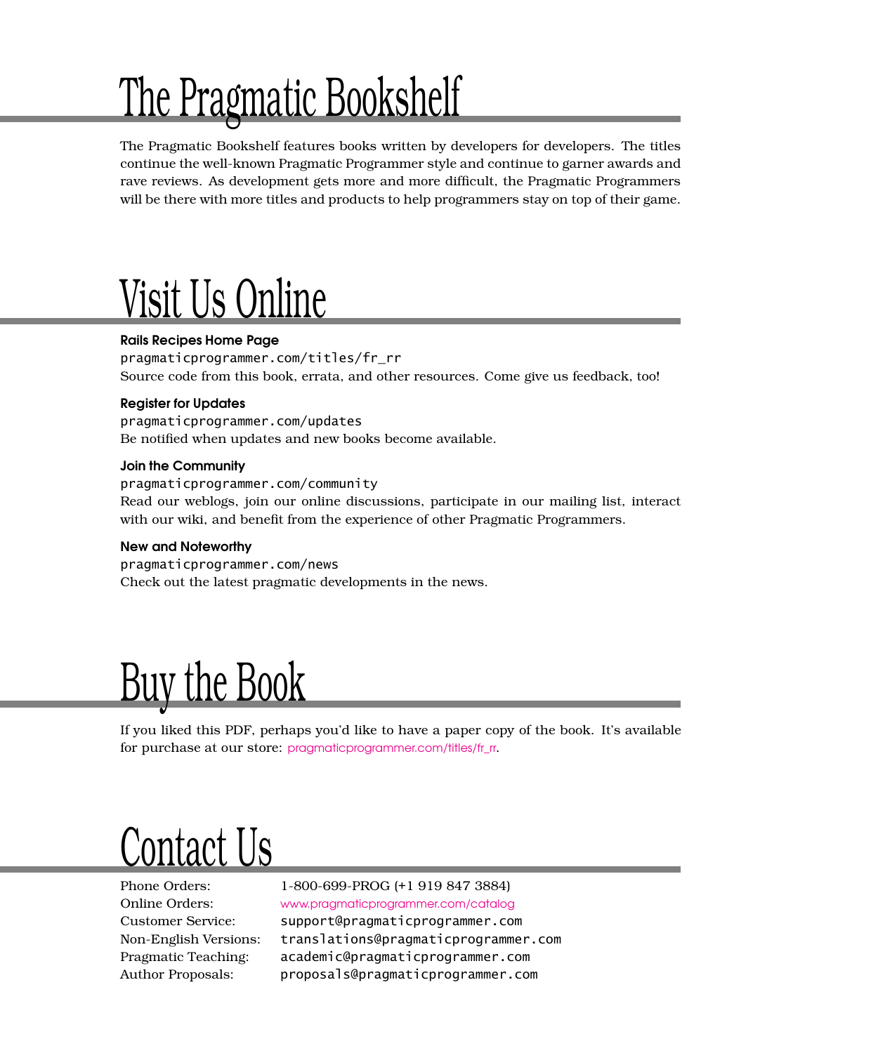# The Pragmatic Bookshelf

The Pragmatic Bookshelf features books written by developers for developers. The titles continue the well-known Pragmatic Programmer style and continue to garner awards and rave reviews. As development gets more and more difficult, the Pragmatic Programmers will be there with more titles and products to help programmers stay on top of their game.

# Visit Us Online

**Rails Recipes Home Page**
`pragmaticprogrammer.com/titles/fr_rr`
Source code from this book, errata, and other resources. Come give us feedback, too!

**Register for Updates**
`pragmaticprogrammer.com/updates`
Be notified when updates and new books become available.

**Join the Community**
`pragmaticprogrammer.com/community`
Read our weblogs, join our online discussions, participate in our mailing list, interact with our wiki, and benefit from the experience of other Pragmatic Programmers.

**New and Noteworthy**
`pragmaticprogrammer.com/news`
Check out the latest pragmatic developments in the news.

# Buy the Book

If you liked this PDF, perhaps you'd like to have a paper copy of the book. It's available for purchase at our store: pragmaticprogrammer.com/titles/fr_rr.

# Contact Us

| | |
|---|---|
| Phone Orders: | 1-800-699-PROG (+1 919 847 3884) |
| Online Orders: | www.pragmaticprogrammer.com/catalog |
| Customer Service: | `support@pragmaticprogrammer.com` |
| Non-English Versions: | `translations@pragmaticprogrammer.com` |
| Pragmatic Teaching: | `academic@pragmaticprogrammer.com` |
| Author Proposals: | `proposals@pragmaticprogrammer.com` |